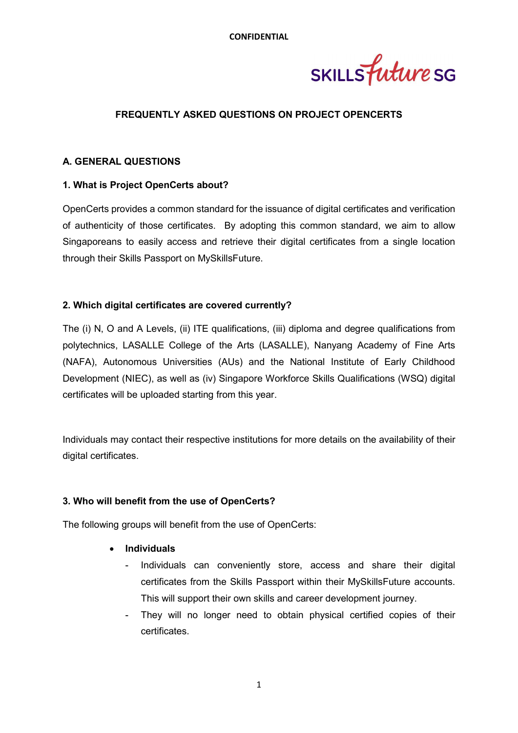CONFIDENTIAL

# FREQUENTLY ASKED QUESTIONS ON PROJECT OPENCERTS

## A. GENERAL QUESTIONS

### 1. What is Project OpenCerts about?

OpenCerts provides a common standard for the issuance of digital certificates and verification of authenticity of those certificates. By adopting this common standard, we aim to allow Singaporeans to easily access and retrieve their digital certificates from a single location through their Skills Passport on MySkillsFuture.

### 2. Which digital certificates are covered currently?

The (i) N, O and A Levels, (ii) ITE qualifications, (iii) diploma and degree qualifications from polytechnics, LASALLE College of the Arts (LASALLE), Nanyang Academy of Fine Arts (NAFA), Autonomous Universities (AUs) and the National Institute of Early Childhood Development (NIEC), as well as (iv) Singapore Workforce Skills Qualifications (WSQ) digital certificates will be uploaded starting from this year.

Individuals may contact their respective institutions for more details on the availability of their digital certificates.

### 3. Who will benefit from the use of OpenCerts?

The following groups will benefit from the use of OpenCerts:

- **Individuals**
  - Individuals can conveniently store, access and share their digital certificates from the Skills Passport within their MySkillsFuture accounts. This will support their own skills and career development journey.
  - They will no longer need to obtain physical certified copies of their certificates.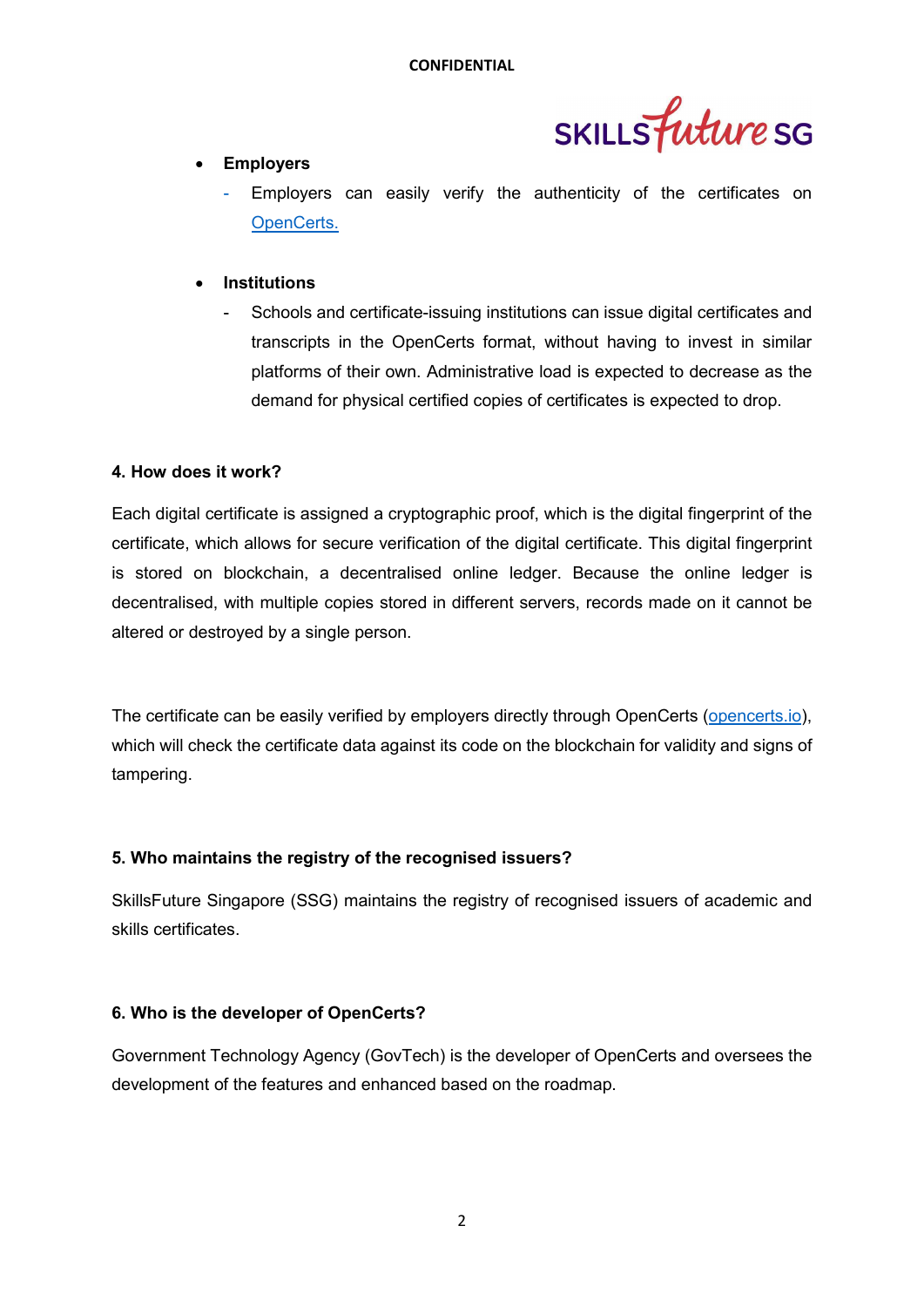- **Employers**
  - Employers can easily verify the authenticity of the certificates on [OpenCerts.](https://opencerts.io)

- **Institutions**
  - Schools and certificate-issuing institutions can issue digital certificates and transcripts in the OpenCerts format, without having to invest in similar platforms of their own. Administrative load is expected to decrease as the demand for physical certified copies of certificates is expected to drop.

**4. How does it work?**

Each digital certificate is assigned a cryptographic proof, which is the digital fingerprint of the certificate, which allows for secure verification of the digital certificate. This digital fingerprint is stored on blockchain, a decentralised online ledger. Because the online ledger is decentralised, with multiple copies stored in different servers, records made on it cannot be altered or destroyed by a single person.

The certificate can be easily verified by employers directly through OpenCerts ([opencerts.io](https://opencerts.io)), which will check the certificate data against its code on the blockchain for validity and signs of tampering.

**5. Who maintains the registry of the recognised issuers?**

SkillsFuture Singapore (SSG) maintains the registry of recognised issuers of academic and skills certificates.

**6. Who is the developer of OpenCerts?**

Government Technology Agency (GovTech) is the developer of OpenCerts and oversees the development of the features and enhanced based on the roadmap.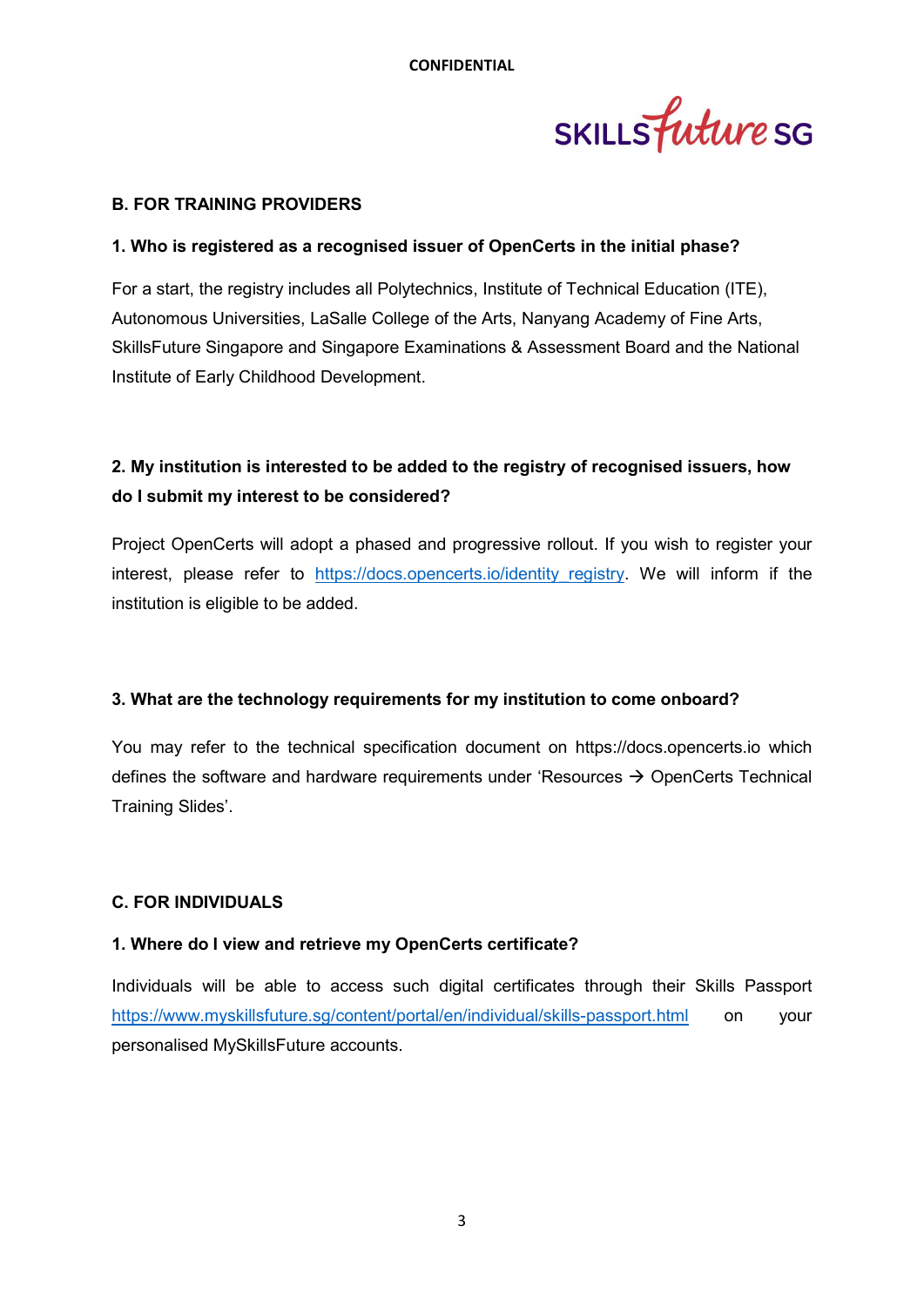## B. FOR TRAINING PROVIDERS

### 1. Who is registered as a recognised issuer of OpenCerts in the initial phase?

For a start, the registry includes all Polytechnics, Institute of Technical Education (ITE), Autonomous Universities, LaSalle College of the Arts, Nanyang Academy of Fine Arts, SkillsFuture Singapore and Singapore Examinations & Assessment Board and the National Institute of Early Childhood Development.

### 2. My institution is interested to be added to the registry of recognised issuers, how do I submit my interest to be considered?

Project OpenCerts will adopt a phased and progressive rollout. If you wish to register your interest, please refer to https://docs.opencerts.io/identity_registry. We will inform if the institution is eligible to be added.

### 3. What are the technology requirements for my institution to come onboard?

You may refer to the technical specification document on https://docs.opencerts.io which defines the software and hardware requirements under 'Resources → OpenCerts Technical Training Slides'.

## C. FOR INDIVIDUALS

### 1. Where do I view and retrieve my OpenCerts certificate?

Individuals will be able to access such digital certificates through their Skills Passport https://www.myskillsfuture.sg/content/portal/en/individual/skills-passport.html on your personalised MySkillsFuture accounts.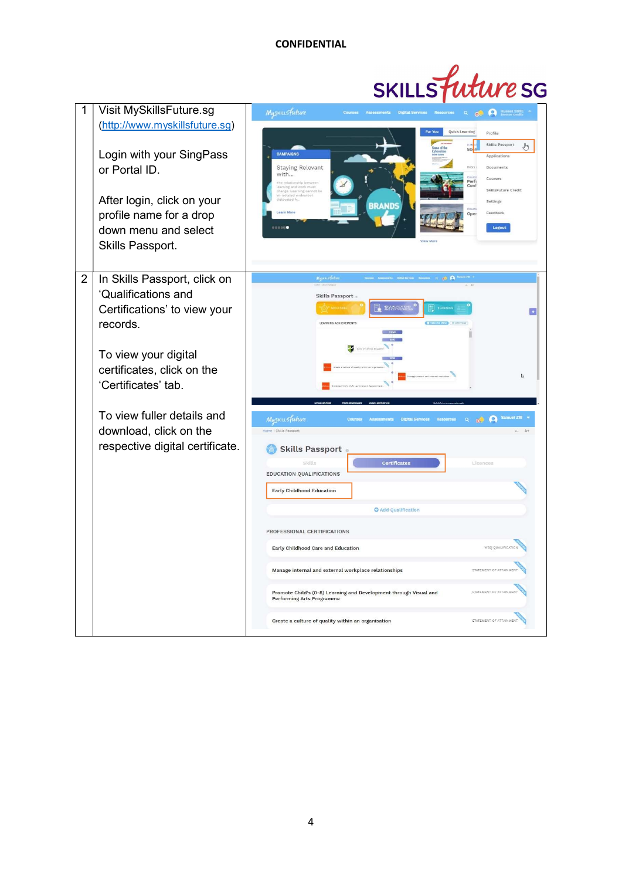CONFIDENTIAL

| | | |
|---|---|---|
| 1 | Visit MySkillsFuture.sg ([http://www.myskillsfuture.sg](http://www.myskillsfuture.sg))<br><br>Login with your SingPass or Portal ID.<br><br>After login, click on your profile name for a drop down menu and select Skills Passport. | |
| 2 | In Skills Passport, click on 'Qualifications and Certifications' to view your records.<br><br>To view your digital certificates, click on the 'Certificates' tab.<br><br>To view fuller details and download, click on the respective digital certificate. | |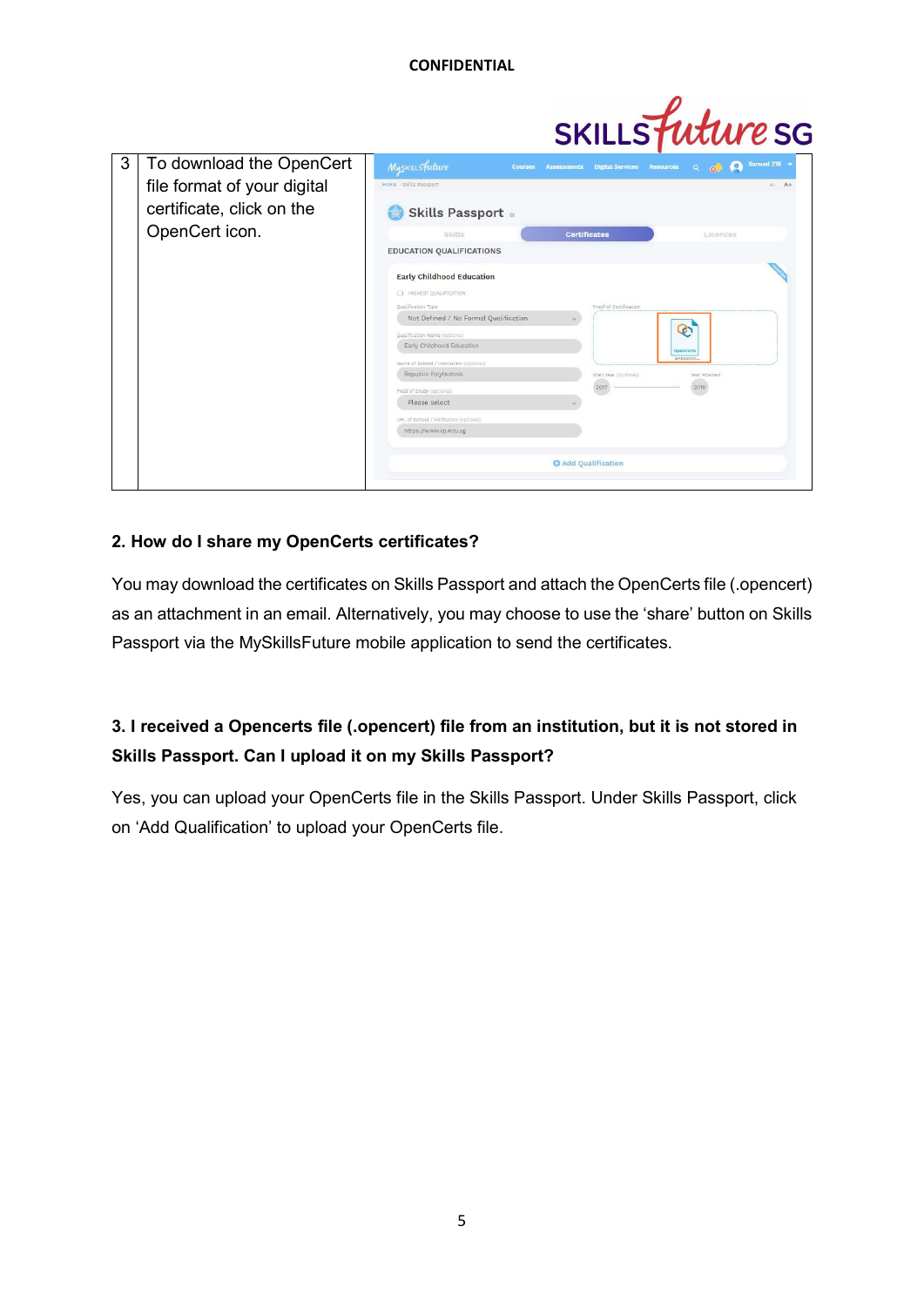| 3 | To download the OpenCert file format of your digital certificate, click on the OpenCert icon. | |
|---|---|---|

**2. How do I share my OpenCerts certificates?**

You may download the certificates on Skills Passport and attach the OpenCerts file (.opencert) as an attachment in an email. Alternatively, you may choose to use the 'share' button on Skills Passport via the MySkillsFuture mobile application to send the certificates.

**3. I received a Opencerts file (.opencert) file from an institution, but it is not stored in Skills Passport. Can I upload it on my Skills Passport?**

Yes, you can upload your OpenCerts file in the Skills Passport. Under Skills Passport, click on 'Add Qualification' to upload your OpenCerts file.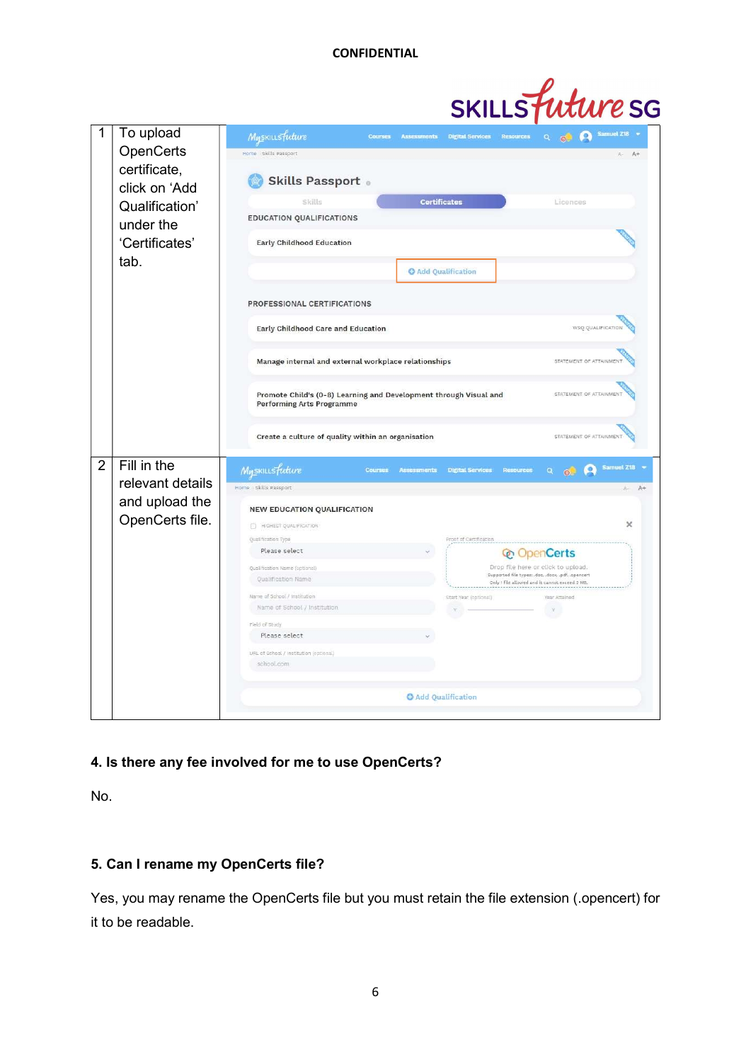| | | |
|---|---|---|
| 1 | To upload OpenCerts certificate, click on 'Add Qualification' under the 'Certificates' tab. | |
| 2 | Fill in the relevant details and upload the OpenCerts file. | |

**4. Is there any fee involved for me to use OpenCerts?**

No.

**5. Can I rename my OpenCerts file?**

Yes, you may rename the OpenCerts file but you must retain the file extension (.opencert) for it to be readable.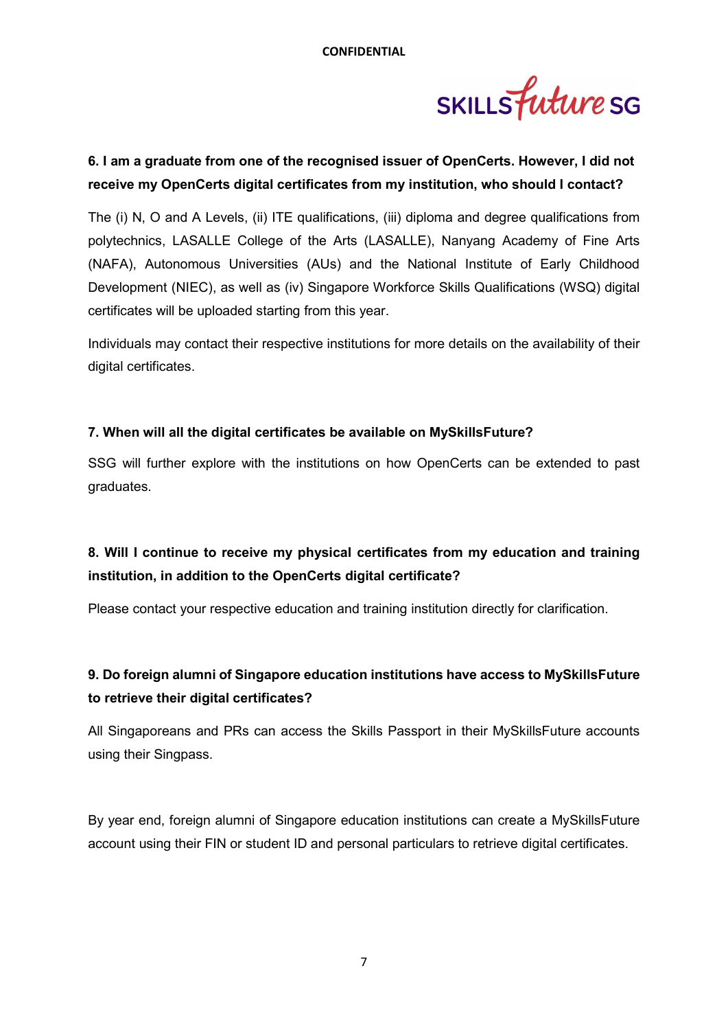**6. I am a graduate from one of the recognised issuer of OpenCerts. However, I did not receive my OpenCerts digital certificates from my institution, who should I contact?**

The (i) N, O and A Levels, (ii) ITE qualifications, (iii) diploma and degree qualifications from polytechnics, LASALLE College of the Arts (LASALLE), Nanyang Academy of Fine Arts (NAFA), Autonomous Universities (AUs) and the National Institute of Early Childhood Development (NIEC), as well as (iv) Singapore Workforce Skills Qualifications (WSQ) digital certificates will be uploaded starting from this year.

Individuals may contact their respective institutions for more details on the availability of their digital certificates.

**7. When will all the digital certificates be available on MySkillsFuture?**

SSG will further explore with the institutions on how OpenCerts can be extended to past graduates.

**8. Will I continue to receive my physical certificates from my education and training institution, in addition to the OpenCerts digital certificate?**

Please contact your respective education and training institution directly for clarification.

**9. Do foreign alumni of Singapore education institutions have access to MySkillsFuture to retrieve their digital certificates?**

All Singaporeans and PRs can access the Skills Passport in their MySkillsFuture accounts using their Singpass.

By year end, foreign alumni of Singapore education institutions can create a MySkillsFuture account using their FIN or student ID and personal particulars to retrieve digital certificates.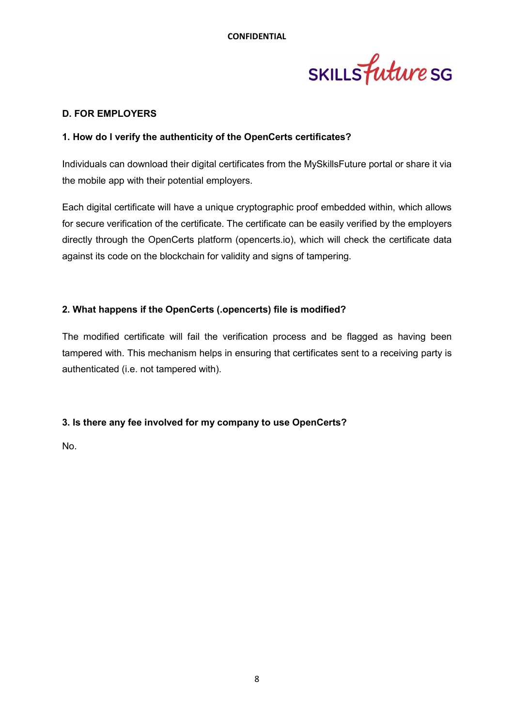## D. FOR EMPLOYERS

### 1. How do I verify the authenticity of the OpenCerts certificates?

Individuals can download their digital certificates from the MySkillsFuture portal or share it via the mobile app with their potential employers.

Each digital certificate will have a unique cryptographic proof embedded within, which allows for secure verification of the certificate. The certificate can be easily verified by the employers directly through the OpenCerts platform (opencerts.io), which will check the certificate data against its code on the blockchain for validity and signs of tampering.

### 2. What happens if the OpenCerts (.opencerts) file is modified?

The modified certificate will fail the verification process and be flagged as having been tampered with. This mechanism helps in ensuring that certificates sent to a receiving party is authenticated (i.e. not tampered with).

### 3. Is there any fee involved for my company to use OpenCerts?

No.